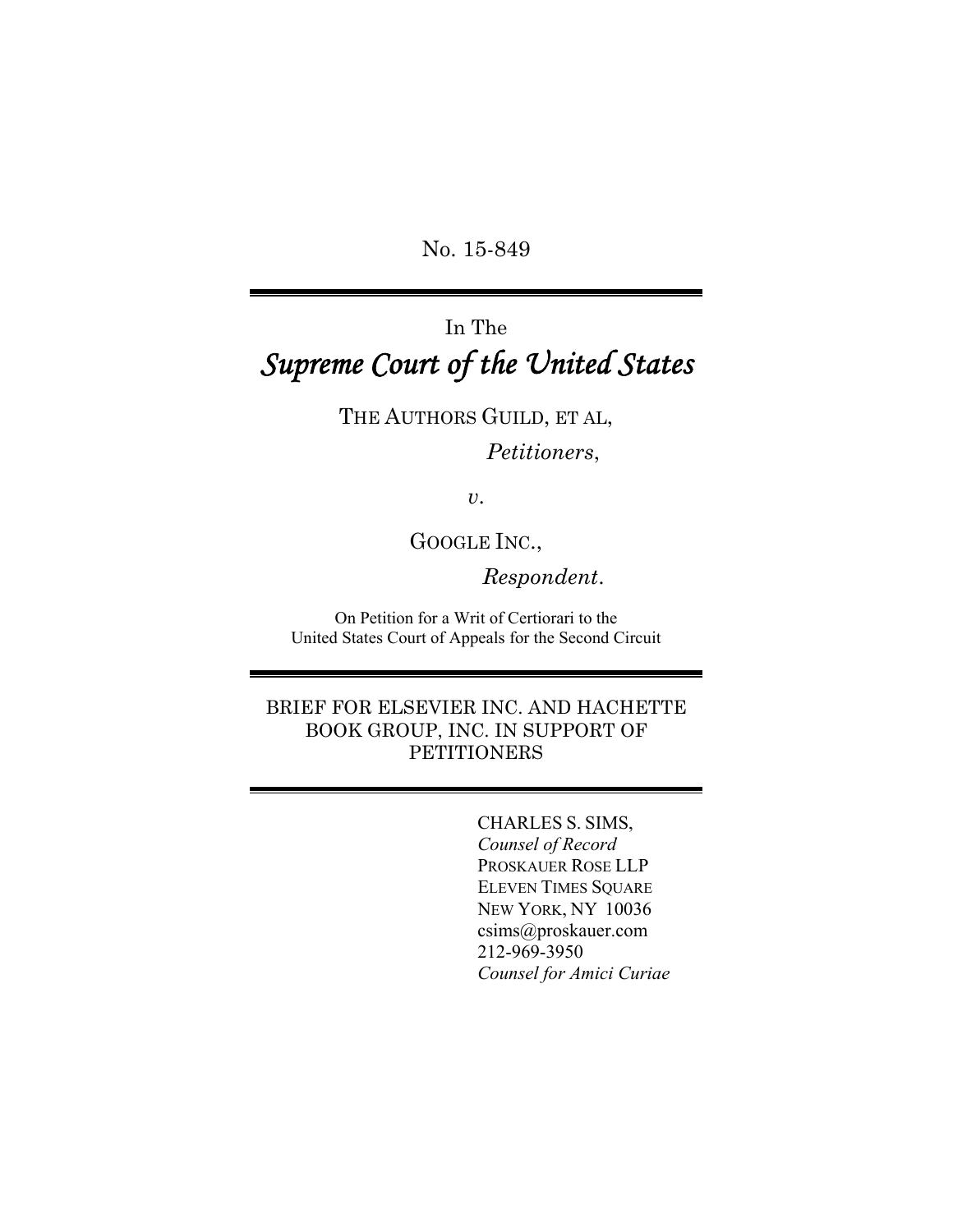No. 15-849

---

In The

# *Supreme Court of the United States*

THE AUTHORS GUILD, ET AL,

*Petitioners*,

*v.*

GOOGLE INC.,

*Respondent*.

On Petition for a Writ of Certiorari to the
United States Court of Appeals for the Second Circuit

---

BRIEF FOR ELSEVIER INC. AND HACHETTE BOOK GROUP, INC. IN SUPPORT OF PETITIONERS

---

CHARLES S. SIMS,
*Counsel of Record*
PROSKAUER ROSE LLP
ELEVEN TIMES SQUARE
NEW YORK, NY 10036
csims@proskauer.com
212-969-3950
*Counsel for Amici Curiae*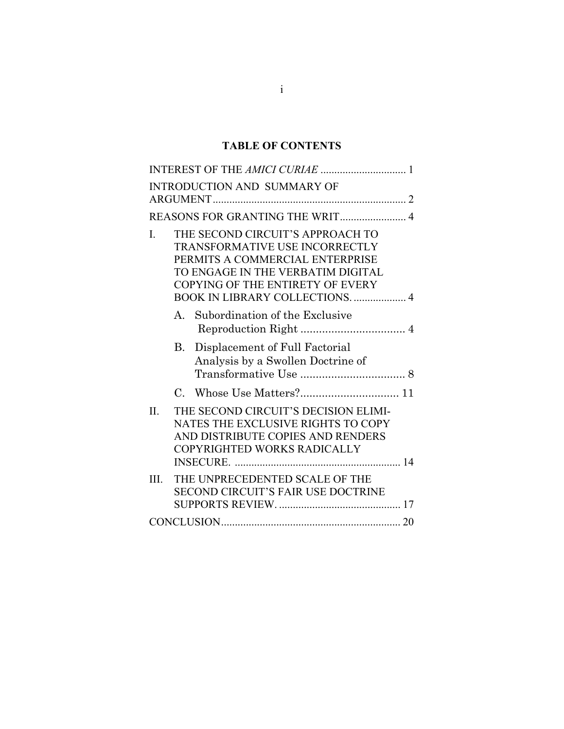## TABLE OF CONTENTS

INTEREST OF THE *AMICI CURIAE* ............................... 1

INTRODUCTION AND SUMMARY OF ARGUMENT ..................................................................... 2

REASONS FOR GRANTING THE WRIT........................ 4

I. THE SECOND CIRCUIT'S APPROACH TO TRANSFORMATIVE USE INCORRECTLY PERMITS A COMMERCIAL ENTERPRISE TO ENGAGE IN THE VERBATIM DIGITAL COPYING OF THE ENTIRETY OF EVERY BOOK IN LIBRARY COLLECTIONS. .................. 4

   A. Subordination of the Exclusive Reproduction Right .................................. 4

   B. Displacement of Full Factorial Analysis by a Swollen Doctrine of Transformative Use .................................. 8

   C. Whose Use Matters?................................ 11

II. THE SECOND CIRCUIT'S DECISION ELIMINATES THE EXCLUSIVE RIGHTS TO COPY AND DISTRIBUTE COPIES AND RENDERS COPYRIGHTED WORKS RADICALLY INSECURE. ........................................................... 14

III. THE UNPRECEDENTED SCALE OF THE SECOND CIRCUIT'S FAIR USE DOCTRINE SUPPORTS REVIEW. ............................................ 17

CONCLUSION................................................................. 20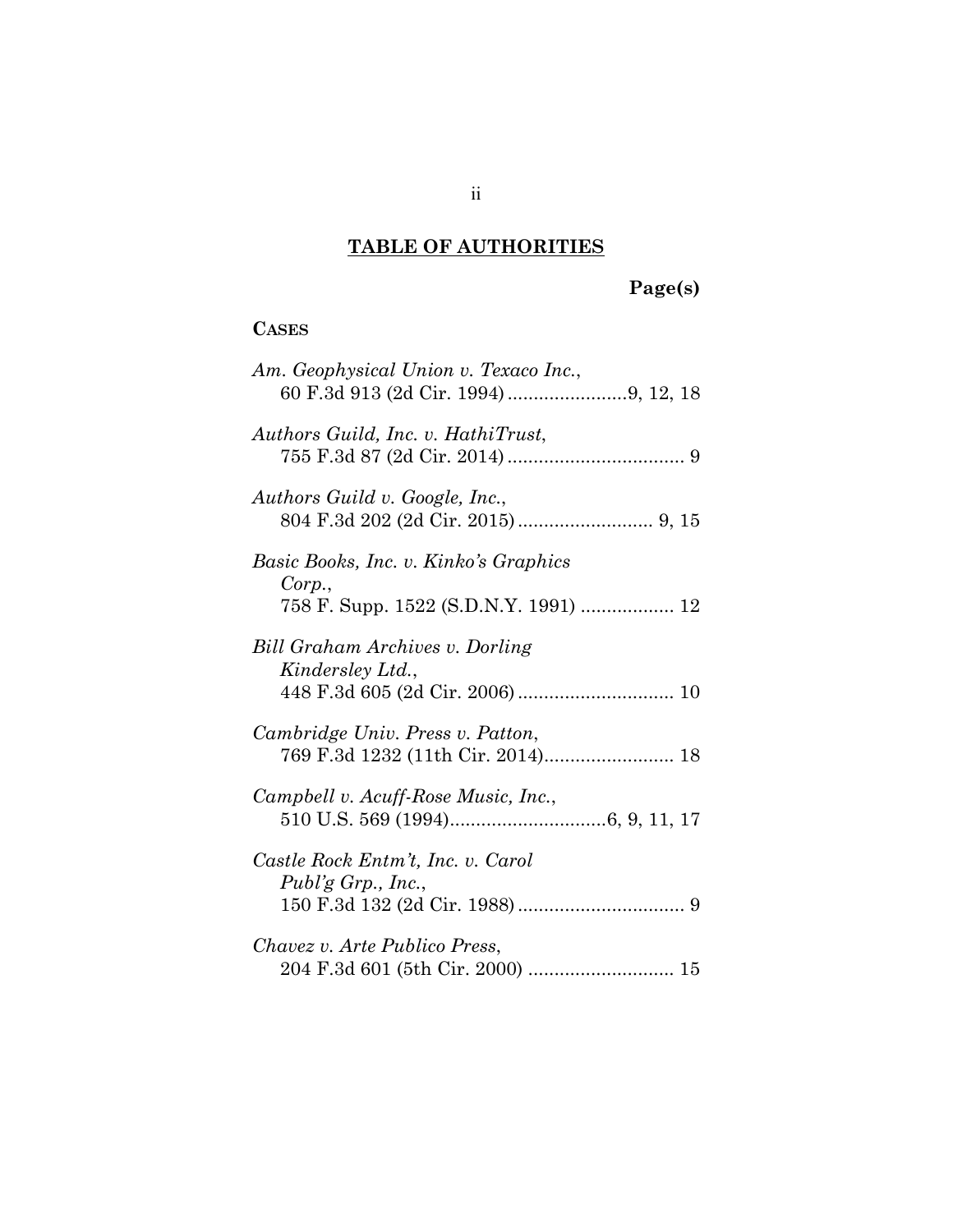## TABLE OF AUTHORITIES

**Page(s)**

**CASES**

*Am. Geophysical Union v. Texaco Inc.*, 60 F.3d 913 (2d Cir. 1994) .......................9, 12, 18

*Authors Guild, Inc. v. HathiTrust*, 755 F.3d 87 (2d Cir. 2014) .................................. 9

*Authors Guild v. Google, Inc.*, 804 F.3d 202 (2d Cir. 2015) .......................... 9, 15

*Basic Books, Inc. v. Kinko's Graphics Corp.*, 758 F. Supp. 1522 (S.D.N.Y. 1991) .................. 12

*Bill Graham Archives v. Dorling Kindersley Ltd.*, 448 F.3d 605 (2d Cir. 2006) .............................. 10

*Cambridge Univ. Press v. Patton*, 769 F.3d 1232 (11th Cir. 2014)......................... 18

*Campbell v. Acuff-Rose Music, Inc.*, 510 U.S. 569 (1994)..............................6, 9, 11, 17

*Castle Rock Entm't, Inc. v. Carol Publ'g Grp., Inc.*, 150 F.3d 132 (2d Cir. 1988) ................................ 9

*Chavez v. Arte Publico Press*, 204 F.3d 601 (5th Cir. 2000) ............................ 15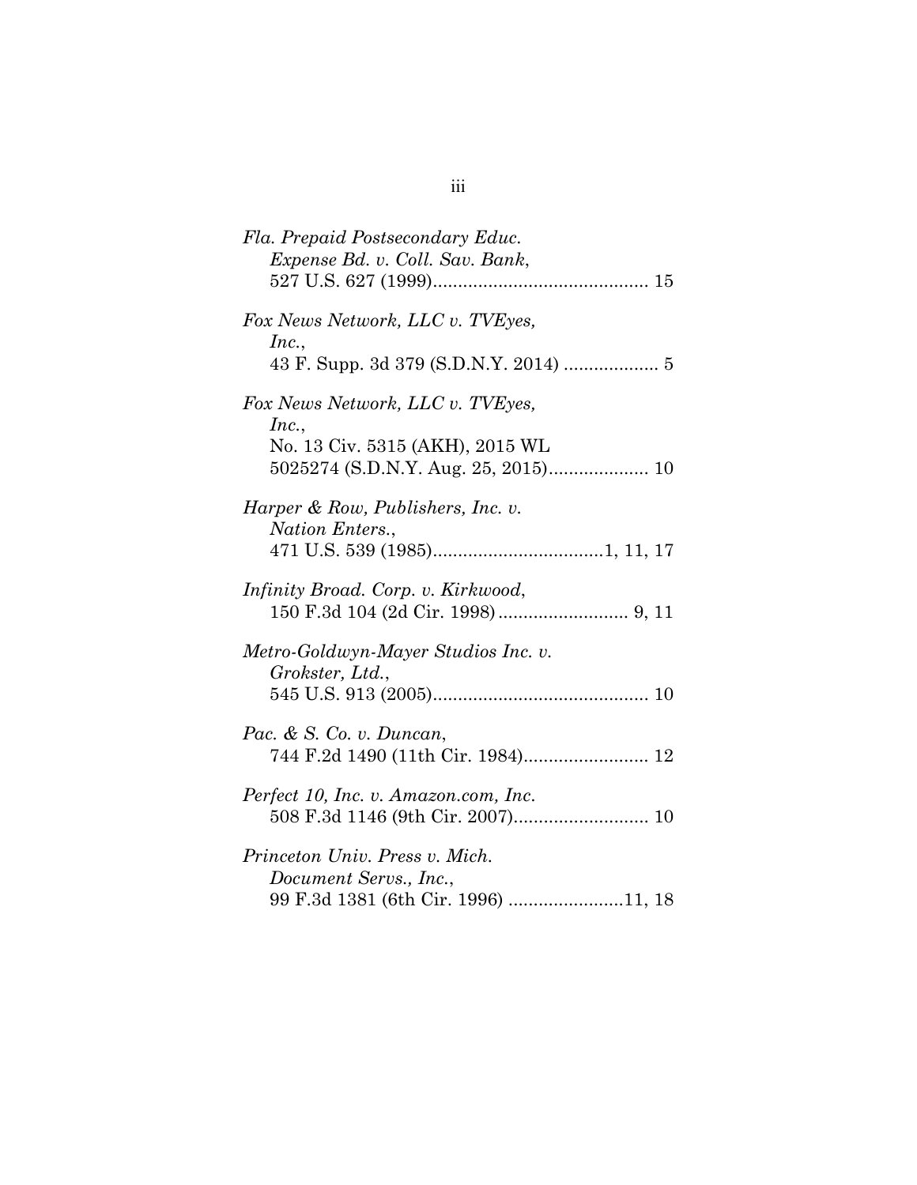*Fla. Prepaid Postsecondary Educ. Expense Bd. v. Coll. Sav. Bank*,
527 U.S. 627 (1999) .......................................... 15

*Fox News Network, LLC v. TVEyes, Inc.*,
43 F. Supp. 3d 379 (S.D.N.Y. 2014) .................. 5

*Fox News Network, LLC v. TVEyes, Inc.*,
No. 13 Civ. 5315 (AKH), 2015 WL 5025274 (S.D.N.Y. Aug. 25, 2015) .................... 10

*Harper & Row, Publishers, Inc. v. Nation Enters.*,
471 U.S. 539 (1985) ..................................1, 11, 17

*Infinity Broad. Corp. v. Kirkwood*,
150 F.3d 104 (2d Cir. 1998) .......................... 9, 11

*Metro-Goldwyn-Mayer Studios Inc. v. Grokster, Ltd.*,
545 U.S. 913 (2005) .......................................... 10

*Pac. & S. Co. v. Duncan*,
744 F.2d 1490 (11th Cir. 1984) ......................... 12

*Perfect 10, Inc. v. Amazon.com, Inc.*
508 F.3d 1146 (9th Cir. 2007) ........................... 10

*Princeton Univ. Press v. Mich. Document Servs., Inc.*,
99 F.3d 1381 (6th Cir. 1996) .......................11, 18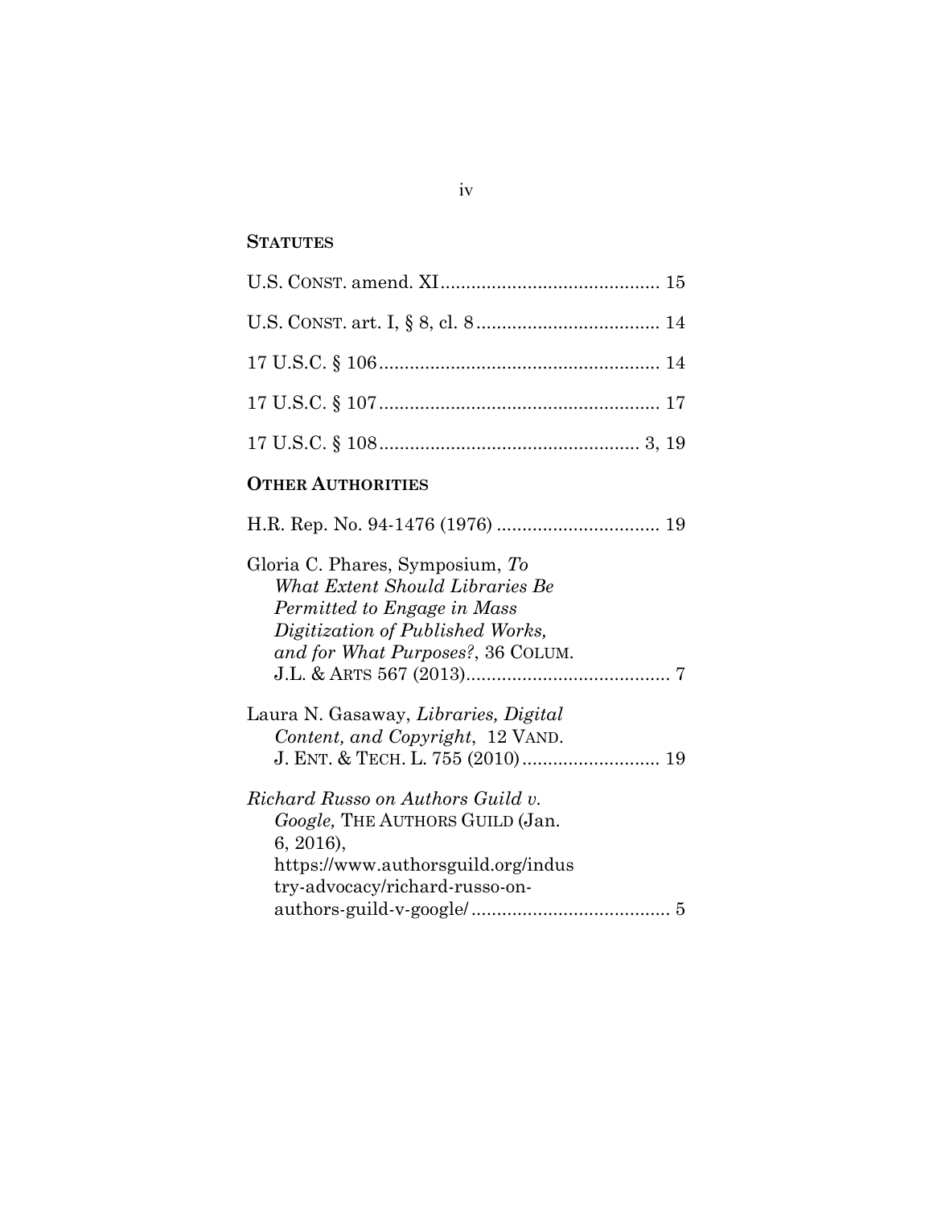## STATUTES

U.S. CONST. amend. XI .......................................... 15

U.S. CONST. art. I, § 8, cl. 8 .................................... 14

17 U.S.C. § 106 ....................................................... 14

17 U.S.C. § 107 ....................................................... 17

17 U.S.C. § 108 .................................................. 3, 19

## OTHER AUTHORITIES

H.R. Rep. No. 94-1476 (1976) ................................ 19

Gloria C. Phares, Symposium, *To What Extent Should Libraries Be Permitted to Engage in Mass Digitization of Published Works, and for What Purposes?*, 36 COLUM. J.L. & ARTS 567 (2013)........................................ 7

Laura N. Gasaway, *Libraries, Digital Content, and Copyright*, 12 VAND. J. ENT. & TECH. L. 755 (2010) .......................... 19

*Richard Russo on Authors Guild v. Google,* THE AUTHORS GUILD (Jan. 6, 2016), https://www.authorsguild.org/industry-advocacy/richard-russo-on-authors-guild-v-google/ ....................................... 5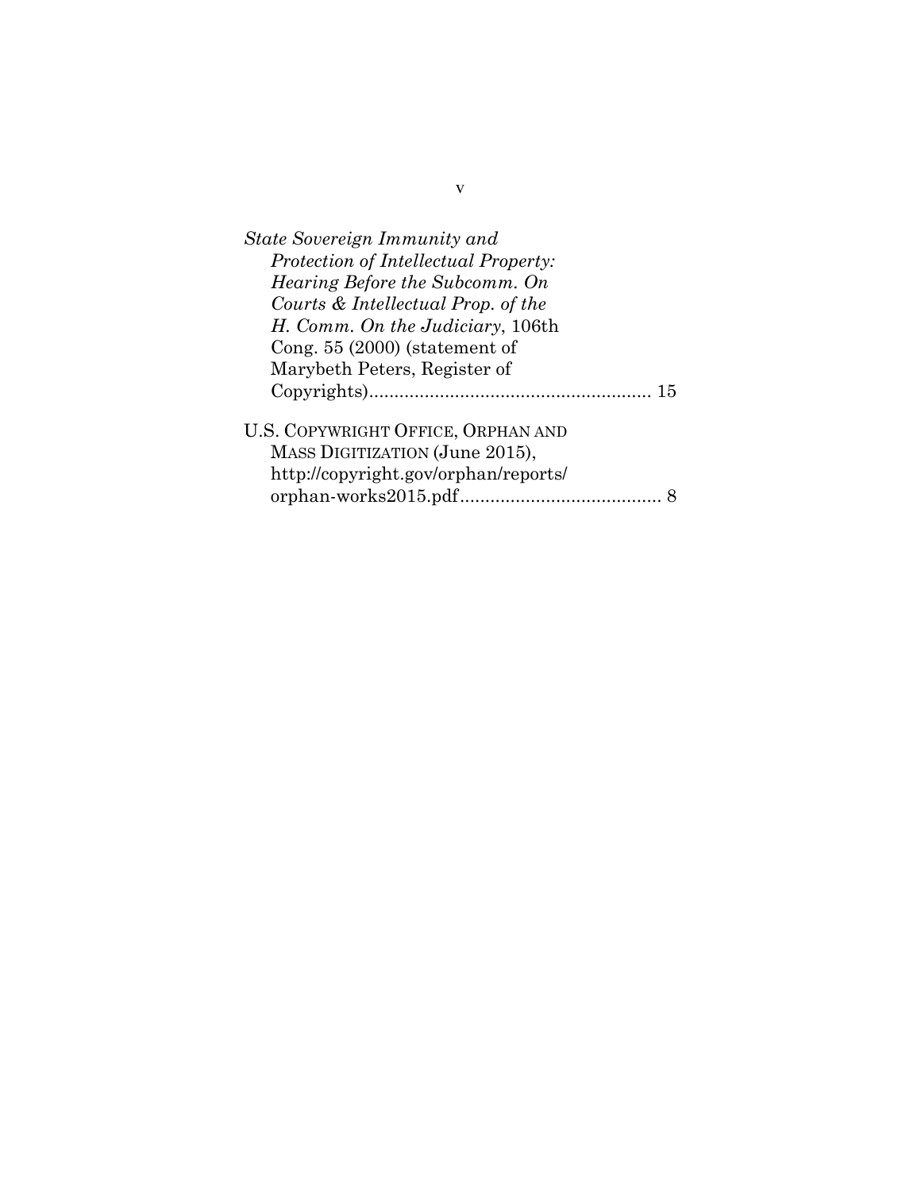*State Sovereign Immunity and Protection of Intellectual Property: Hearing Before the Subcomm. On Courts & Intellectual Prop. of the H. Comm. On the Judiciary*, 106th Cong. 55 (2000) (statement of Marybeth Peters, Register of Copyrights)........................................................ 15

U.S. COPYWRIGHT OFFICE, ORPHAN AND MASS DIGITIZATION (June 2015), http://copyright.gov/orphan/reports/orphan-works2015.pdf........................................ 8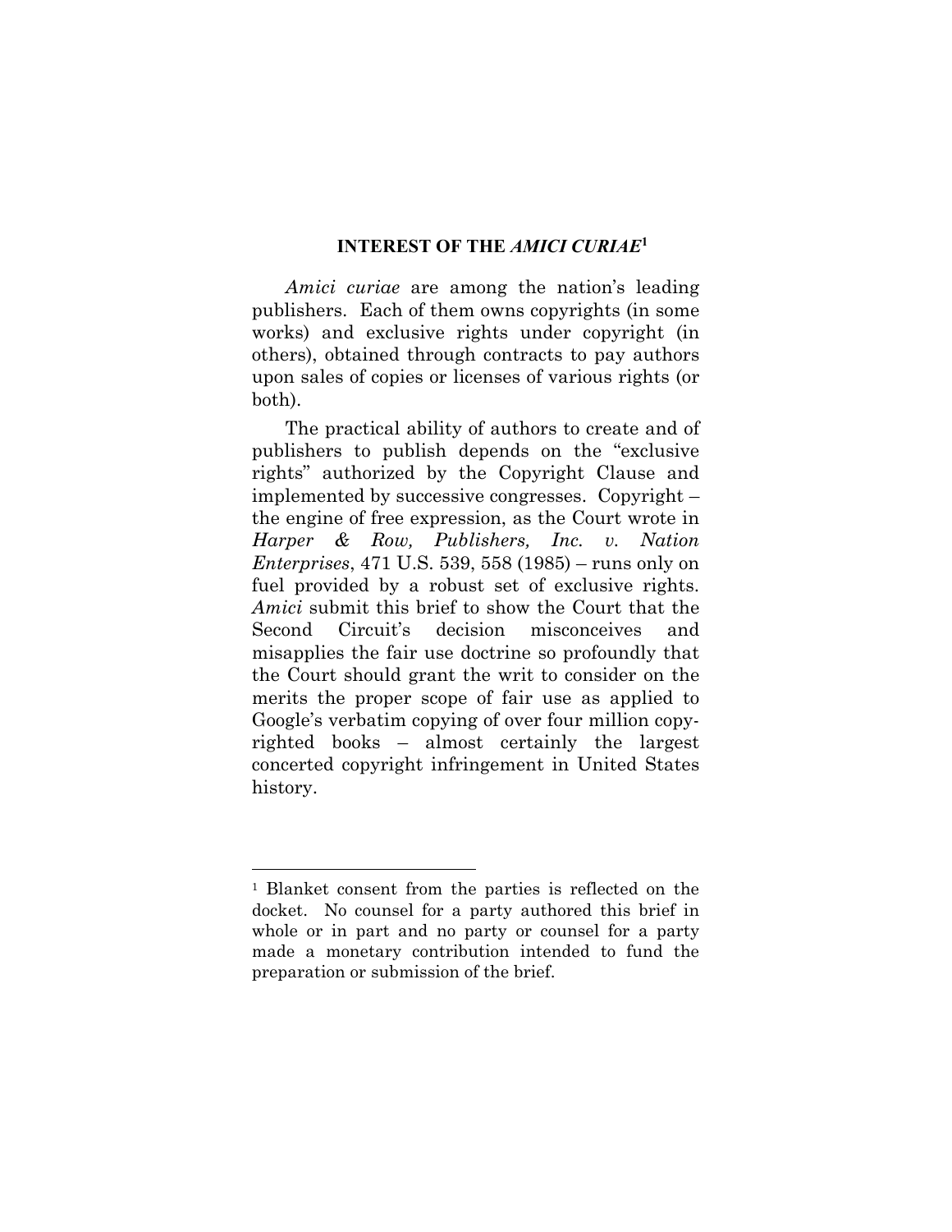## INTEREST OF THE *AMICI CURIAE*[1]

*Amici curiae* are among the nation's leading publishers. Each of them owns copyrights (in some works) and exclusive rights under copyright (in others), obtained through contracts to pay authors upon sales of copies or licenses of various rights (or both).

The practical ability of authors to create and of publishers to publish depends on the "exclusive rights" authorized by the Copyright Clause and implemented by successive congresses. Copyright – the engine of free expression, as the Court wrote in *Harper & Row, Publishers, Inc. v. Nation Enterprises*, 471 U.S. 539, 558 (1985) – runs only on fuel provided by a robust set of exclusive rights. *Amici* submit this brief to show the Court that the Second Circuit's decision misconceives and misapplies the fair use doctrine so profoundly that the Court should grant the writ to consider on the merits the proper scope of fair use as applied to Google's verbatim copying of over four million copyrighted books – almost certainly the largest concerted copyright infringement in United States history.

---

[1] Blanket consent from the parties is reflected on the docket. No counsel for a party authored this brief in whole or in part and no party or counsel for a party made a monetary contribution intended to fund the preparation or submission of the brief.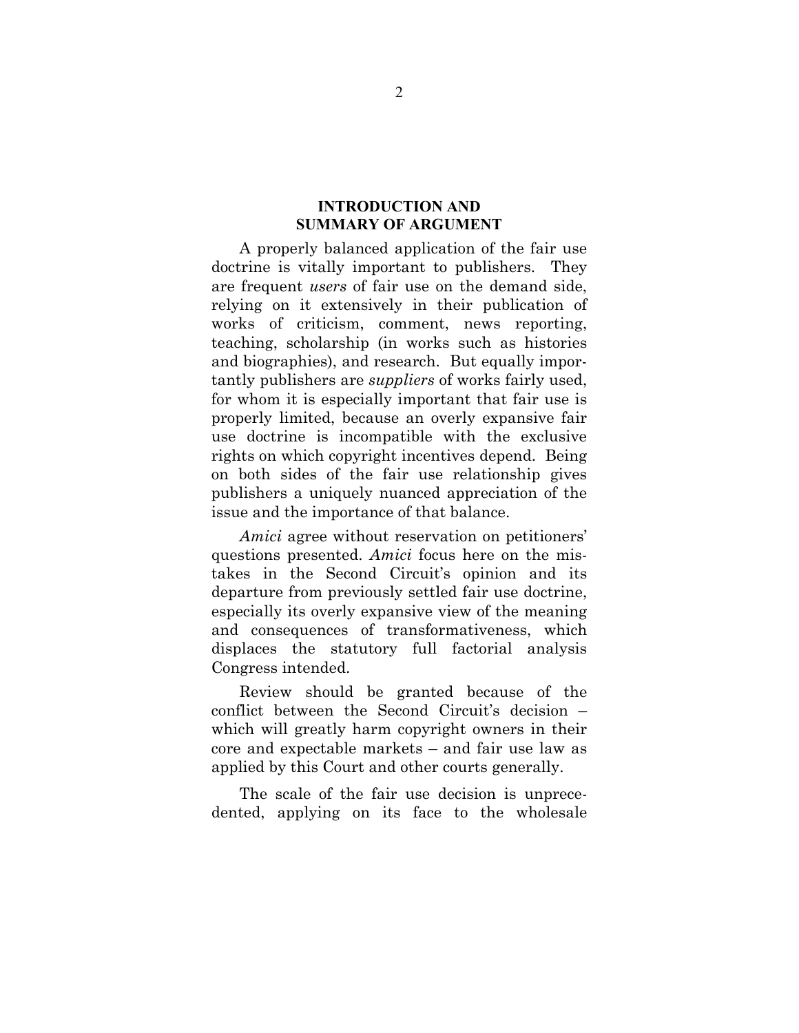## INTRODUCTION AND SUMMARY OF ARGUMENT

A properly balanced application of the fair use doctrine is vitally important to publishers. They are frequent *users* of fair use on the demand side, relying on it extensively in their publication of works of criticism, comment, news reporting, teaching, scholarship (in works such as histories and biographies), and research. But equally importantly publishers are *suppliers* of works fairly used, for whom it is especially important that fair use is properly limited, because an overly expansive fair use doctrine is incompatible with the exclusive rights on which copyright incentives depend. Being on both sides of the fair use relationship gives publishers a uniquely nuanced appreciation of the issue and the importance of that balance.

*Amici* agree without reservation on petitioners' questions presented. *Amici* focus here on the mistakes in the Second Circuit's opinion and its departure from previously settled fair use doctrine, especially its overly expansive view of the meaning and consequences of transformativeness, which displaces the statutory full factorial analysis Congress intended.

Review should be granted because of the conflict between the Second Circuit's decision – which will greatly harm copyright owners in their core and expectable markets – and fair use law as applied by this Court and other courts generally.

The scale of the fair use decision is unprecedented, applying on its face to the wholesale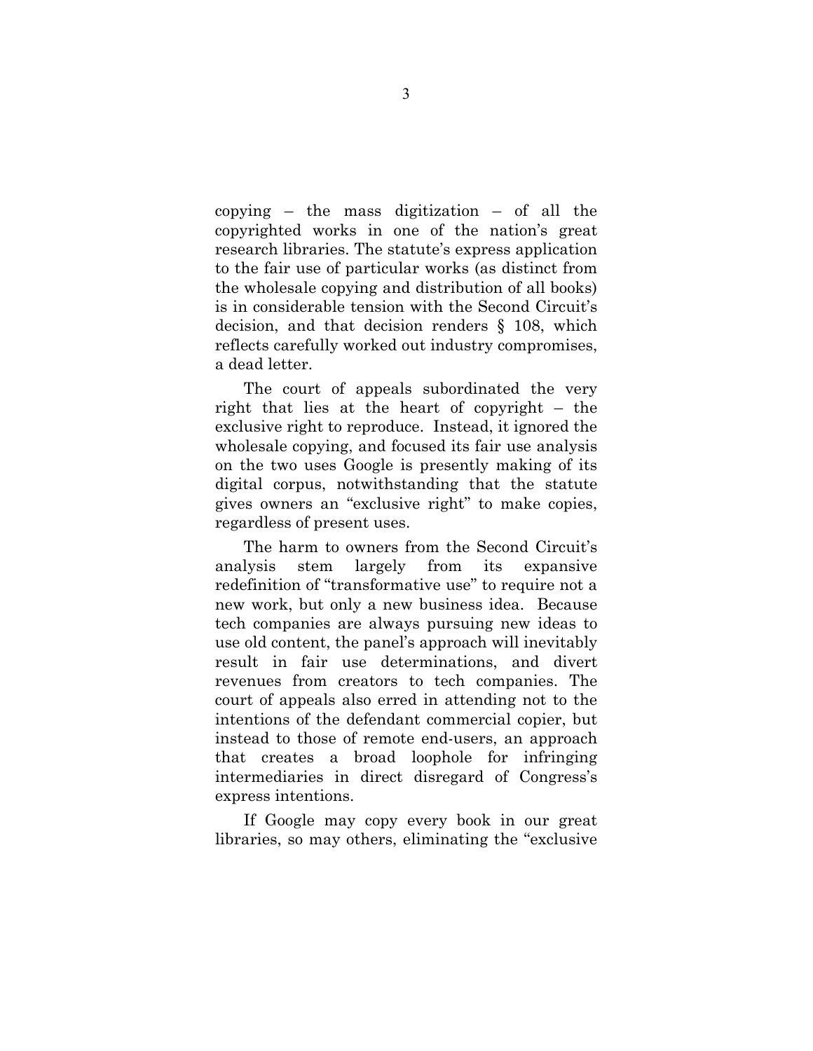copying – the mass digitization – of all the copyrighted works in one of the nation's great research libraries. The statute's express application to the fair use of particular works (as distinct from the wholesale copying and distribution of all books) is in considerable tension with the Second Circuit's decision, and that decision renders § 108, which reflects carefully worked out industry compromises, a dead letter.

The court of appeals subordinated the very right that lies at the heart of copyright – the exclusive right to reproduce. Instead, it ignored the wholesale copying, and focused its fair use analysis on the two uses Google is presently making of its digital corpus, notwithstanding that the statute gives owners an "exclusive right" to make copies, regardless of present uses.

The harm to owners from the Second Circuit's analysis stem largely from its expansive redefinition of "transformative use" to require not a new work, but only a new business idea. Because tech companies are always pursuing new ideas to use old content, the panel's approach will inevitably result in fair use determinations, and divert revenues from creators to tech companies. The court of appeals also erred in attending not to the intentions of the defendant commercial copier, but instead to those of remote end-users, an approach that creates a broad loophole for infringing intermediaries in direct disregard of Congress's express intentions.

If Google may copy every book in our great libraries, so may others, eliminating the "exclusive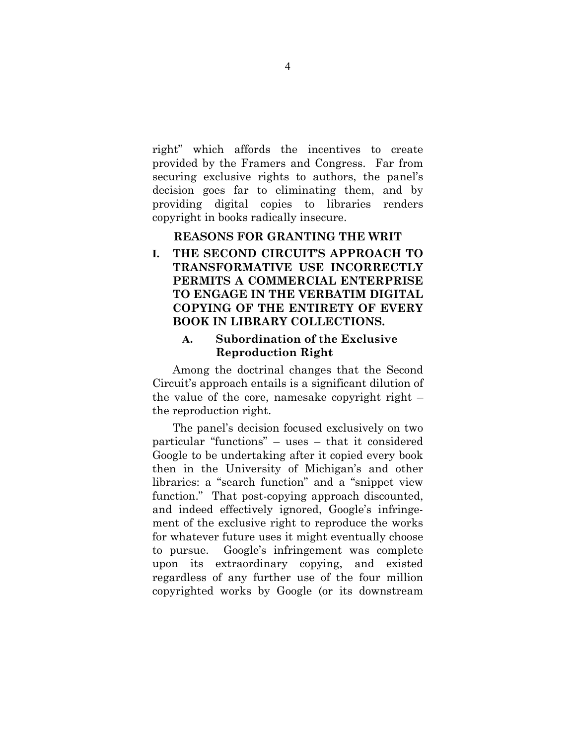right" which affords the incentives to create provided by the Framers and Congress. Far from securing exclusive rights to authors, the panel's decision goes far to eliminating them, and by providing digital copies to libraries renders copyright in books radically insecure.

## REASONS FOR GRANTING THE WRIT

## I. THE SECOND CIRCUIT'S APPROACH TO TRANSFORMATIVE USE INCORRECTLY PERMITS A COMMERCIAL ENTERPRISE TO ENGAGE IN THE VERBATIM DIGITAL COPYING OF THE ENTIRETY OF EVERY BOOK IN LIBRARY COLLECTIONS.

### A. Subordination of the Exclusive Reproduction Right

Among the doctrinal changes that the Second Circuit's approach entails is a significant dilution of the value of the core, namesake copyright right – the reproduction right.

The panel's decision focused exclusively on two particular "functions" – uses – that it considered Google to be undertaking after it copied every book then in the University of Michigan's and other libraries: a "search function" and a "snippet view function." That post-copying approach discounted, and indeed effectively ignored, Google's infringement of the exclusive right to reproduce the works for whatever future uses it might eventually choose to pursue. Google's infringement was complete upon its extraordinary copying, and existed regardless of any further use of the four million copyrighted works by Google (or its downstream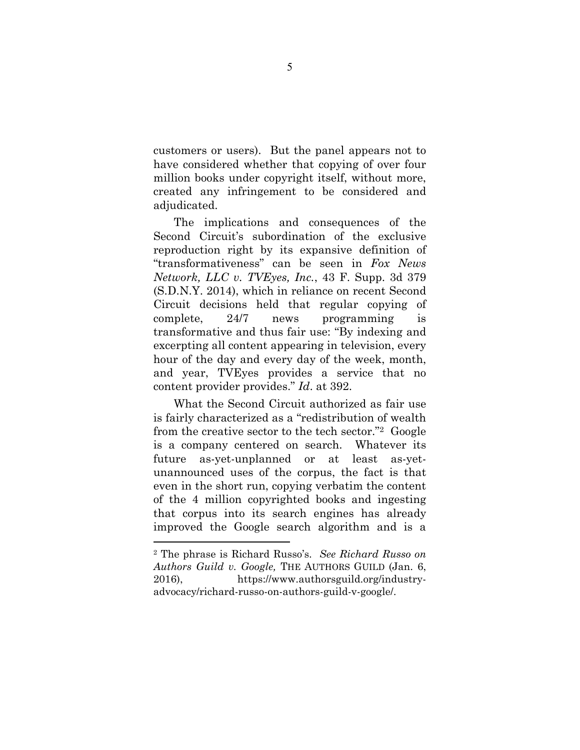customers or users). But the panel appears not to have considered whether that copying of over four million books under copyright itself, without more, created any infringement to be considered and adjudicated.

The implications and consequences of the Second Circuit's subordination of the exclusive reproduction right by its expansive definition of "transformativeness" can be seen in *Fox News Network, LLC v. TVEyes, Inc.*, 43 F. Supp. 3d 379 (S.D.N.Y. 2014), which in reliance on recent Second Circuit decisions held that regular copying of complete, 24/7 news programming is transformative and thus fair use: "By indexing and excerpting all content appearing in television, every hour of the day and every day of the week, month, and year, TVEyes provides a service that no content provider provides." *Id*. at 392.

What the Second Circuit authorized as fair use is fairly characterized as a "redistribution of wealth from the creative sector to the tech sector."[2] Google is a company centered on search. Whatever its future as-yet-unplanned or at least as-yet-unannounced uses of the corpus, the fact is that even in the short run, copying verbatim the content of the 4 million copyrighted books and ingesting that corpus into its search engines has already improved the Google search algorithm and is a

---

[2] The phrase is Richard Russo's. *See Richard Russo on Authors Guild v. Google,* THE AUTHORS GUILD (Jan. 6, 2016), https://www.authorsguild.org/industry-advocacy/richard-russo-on-authors-guild-v-google/.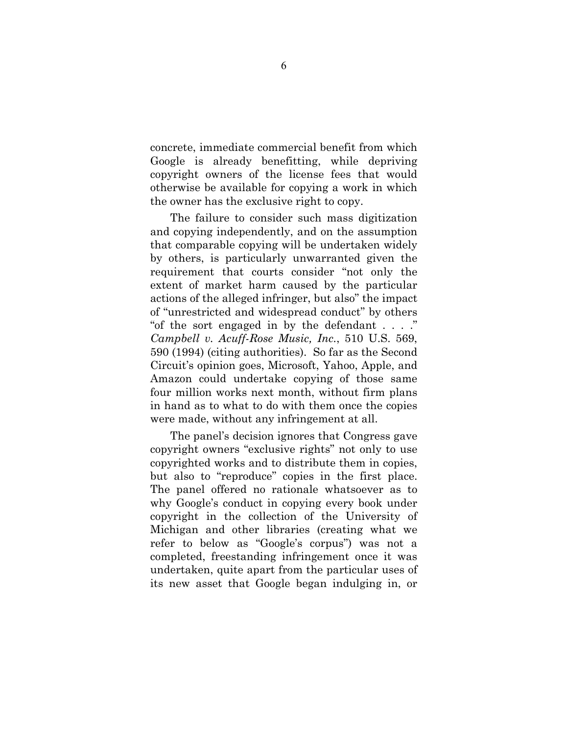concrete, immediate commercial benefit from which Google is already benefitting, while depriving copyright owners of the license fees that would otherwise be available for copying a work in which the owner has the exclusive right to copy.

The failure to consider such mass digitization and copying independently, and on the assumption that comparable copying will be undertaken widely by others, is particularly unwarranted given the requirement that courts consider "not only the extent of market harm caused by the particular actions of the alleged infringer, but also" the impact of "unrestricted and widespread conduct" by others "of the sort engaged in by the defendant . . . ." *Campbell v. Acuff-Rose Music, Inc.*, 510 U.S. 569, 590 (1994) (citing authorities). So far as the Second Circuit's opinion goes, Microsoft, Yahoo, Apple, and Amazon could undertake copying of those same four million works next month, without firm plans in hand as to what to do with them once the copies were made, without any infringement at all.

The panel's decision ignores that Congress gave copyright owners "exclusive rights" not only to use copyrighted works and to distribute them in copies, but also to "reproduce" copies in the first place. The panel offered no rationale whatsoever as to why Google's conduct in copying every book under copyright in the collection of the University of Michigan and other libraries (creating what we refer to below as "Google's corpus") was not a completed, freestanding infringement once it was undertaken, quite apart from the particular uses of its new asset that Google began indulging in, or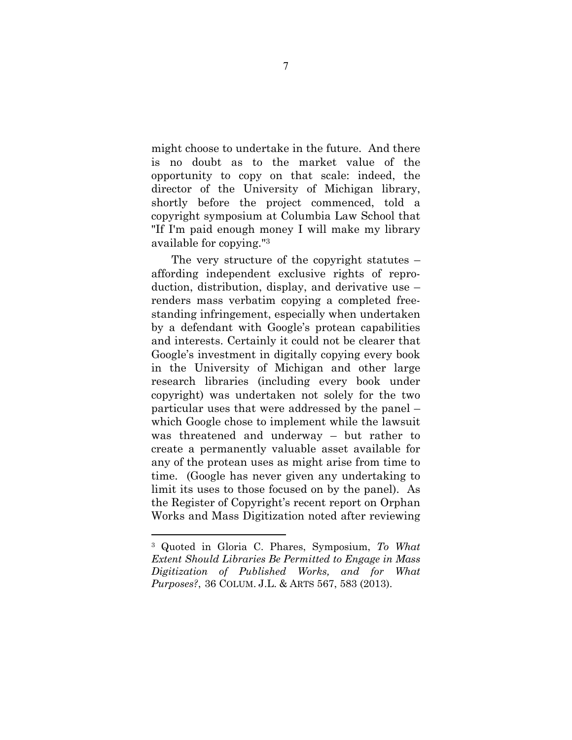might choose to undertake in the future. And there is no doubt as to the market value of the opportunity to copy on that scale: indeed, the director of the University of Michigan library, shortly before the project commenced, told a copyright symposium at Columbia Law School that "If I'm paid enough money I will make my library available for copying."[3]

The very structure of the copyright statutes – affording independent exclusive rights of reproduction, distribution, display, and derivative use – renders mass verbatim copying a completed free-standing infringement, especially when undertaken by a defendant with Google's protean capabilities and interests. Certainly it could not be clearer that Google's investment in digitally copying every book in the University of Michigan and other large research libraries (including every book under copyright) was undertaken not solely for the two particular uses that were addressed by the panel – which Google chose to implement while the lawsuit was threatened and underway – but rather to create a permanently valuable asset available for any of the protean uses as might arise from time to time. (Google has never given any undertaking to limit its uses to those focused on by the panel). As the Register of Copyright's recent report on Orphan Works and Mass Digitization noted after reviewing

---

[3] Quoted in Gloria C. Phares, Symposium, *To What Extent Should Libraries Be Permitted to Engage in Mass Digitization of Published Works, and for What Purposes?*, 36 COLUM. J.L. & ARTS 567, 583 (2013).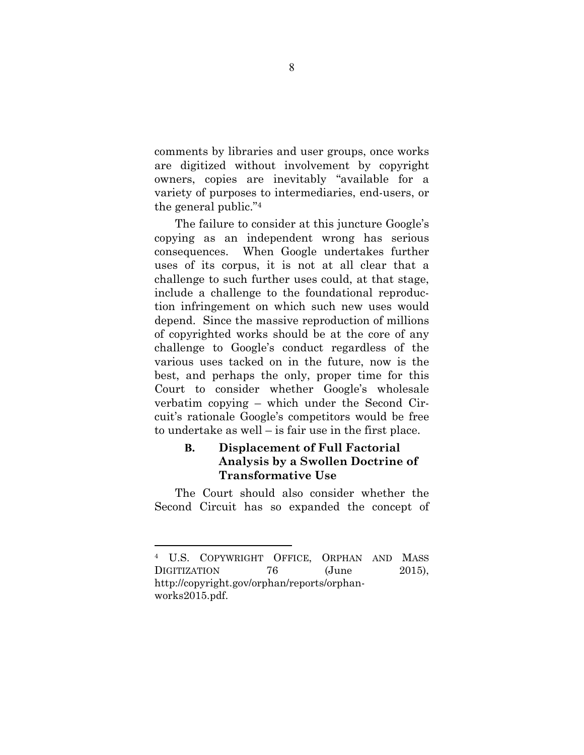comments by libraries and user groups, once works are digitized without involvement by copyright owners, copies are inevitably "available for a variety of purposes to intermediaries, end-users, or the general public."[4]

The failure to consider at this juncture Google's copying as an independent wrong has serious consequences. When Google undertakes further uses of its corpus, it is not at all clear that a challenge to such further uses could, at that stage, include a challenge to the foundational reproduction infringement on which such new uses would depend. Since the massive reproduction of millions of copyrighted works should be at the core of any challenge to Google's conduct regardless of the various uses tacked on in the future, now is the best, and perhaps the only, proper time for this Court to consider whether Google's wholesale verbatim copying – which under the Second Circuit's rationale Google's competitors would be free to undertake as well – is fair use in the first place.

### B. Displacement of Full Factorial Analysis by a Swollen Doctrine of Transformative Use

The Court should also consider whether the Second Circuit has so expanded the concept of

---

[4] U.S. COPYWRIGHT OFFICE, ORPHAN AND MASS DIGITIZATION 76 (June 2015), http://copyright.gov/orphan/reports/orphan-works2015.pdf.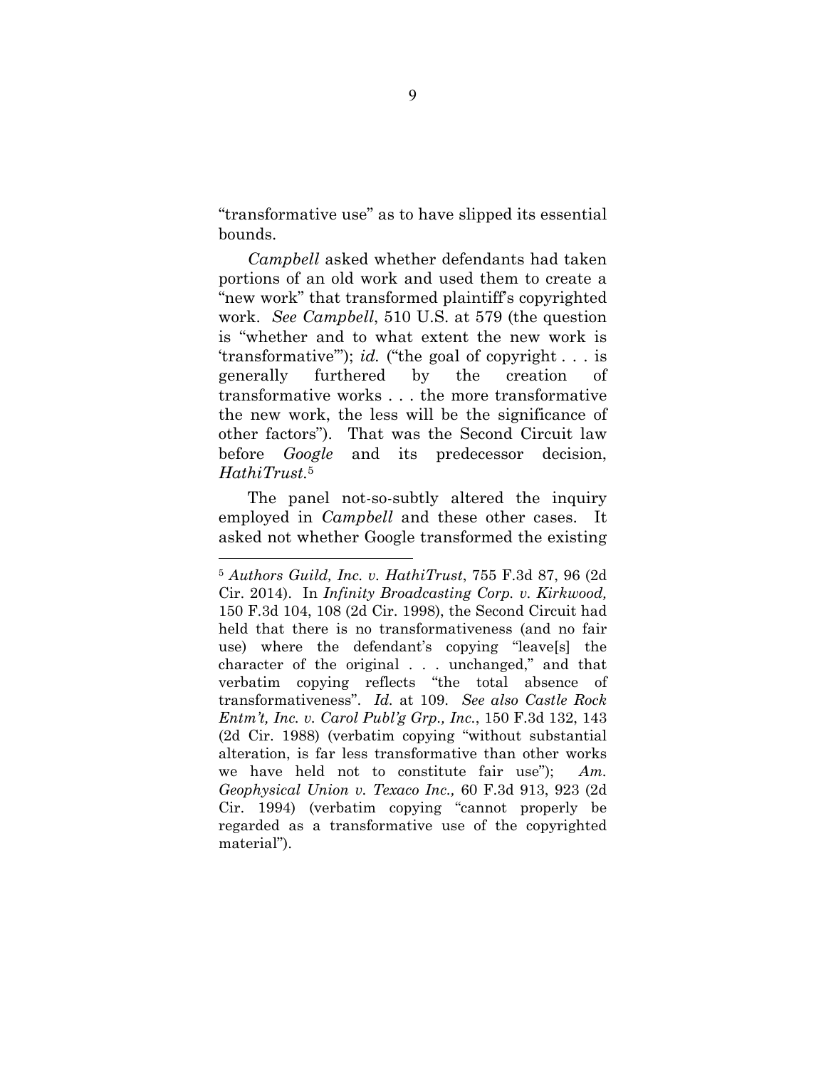"transformative use" as to have slipped its essential bounds.

*Campbell* asked whether defendants had taken portions of an old work and used them to create a "new work" that transformed plaintiff's copyrighted work. *See Campbell*, 510 U.S. at 579 (the question is "whether and to what extent the new work is 'transformative'"); *id.* ("the goal of copyright . . . is generally furthered by the creation of transformative works . . . the more transformative the new work, the less will be the significance of other factors"). That was the Second Circuit law before *Google* and its predecessor decision, *HathiTrust.*[5]

The panel not-so-subtly altered the inquiry employed in *Campbell* and these other cases. It asked not whether Google transformed the existing

---

[5] *Authors Guild, Inc. v. HathiTrust*, 755 F.3d 87, 96 (2d Cir. 2014). In *Infinity Broadcasting Corp. v. Kirkwood,* 150 F.3d 104, 108 (2d Cir. 1998), the Second Circuit had held that there is no transformativeness (and no fair use) where the defendant's copying "leave[s] the character of the original . . . unchanged," and that verbatim copying reflects "the total absence of transformativeness". *Id.* at 109. *See also Castle Rock Entm't, Inc. v. Carol Publ'g Grp., Inc.*, 150 F.3d 132, 143 (2d Cir. 1988) (verbatim copying "without substantial alteration, is far less transformative than other works we have held not to constitute fair use"); *Am. Geophysical Union v. Texaco Inc.,* 60 F.3d 913, 923 (2d Cir. 1994) (verbatim copying "cannot properly be regarded as a transformative use of the copyrighted material").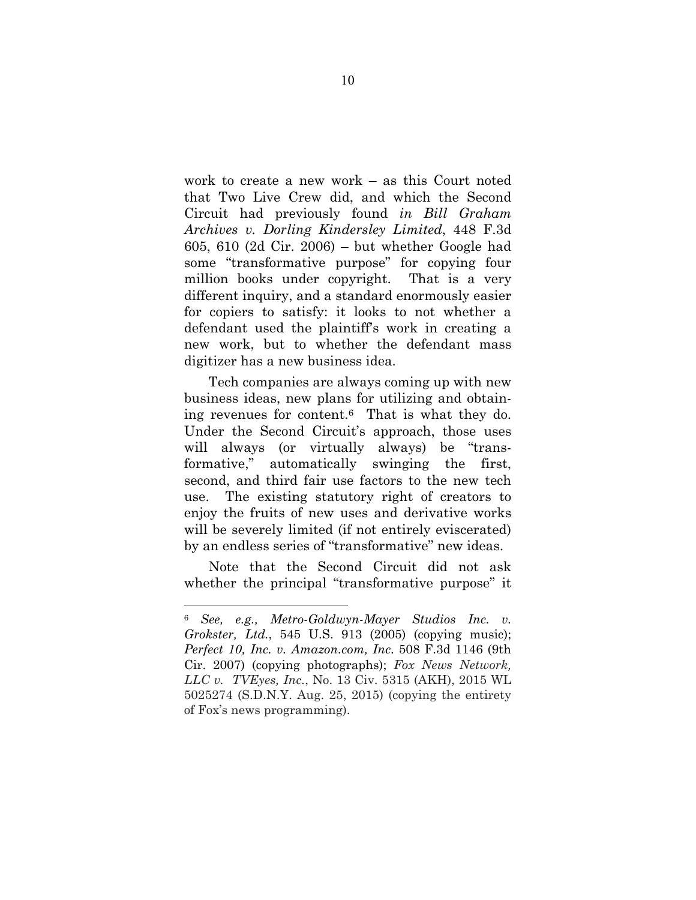work to create a new work – as this Court noted that Two Live Crew did, and which the Second Circuit had previously found *in Bill Graham Archives v. Dorling Kindersley Limited*, 448 F.3d 605, 610 (2d Cir. 2006) – but whether Google had some "transformative purpose" for copying four million books under copyright. That is a very different inquiry, and a standard enormously easier for copiers to satisfy: it looks to not whether a defendant used the plaintiff's work in creating a new work, but to whether the defendant mass digitizer has a new business idea.

Tech companies are always coming up with new business ideas, new plans for utilizing and obtaining revenues for content.[6] That is what they do. Under the Second Circuit's approach, those uses will always (or virtually always) be "transformative," automatically swinging the first, second, and third fair use factors to the new tech use. The existing statutory right of creators to enjoy the fruits of new uses and derivative works will be severely limited (if not entirely eviscerated) by an endless series of "transformative" new ideas.

Note that the Second Circuit did not ask whether the principal "transformative purpose" it

---

[6] *See, e.g., Metro-Goldwyn-Mayer Studios Inc. v. Grokster, Ltd.*, 545 U.S. 913 (2005) (copying music); *Perfect 10, Inc. v. Amazon.com, Inc*. 508 F.3d 1146 (9th Cir. 2007) (copying photographs); *Fox News Network, LLC v. TVEyes, Inc.*, No. 13 Civ. 5315 (AKH), 2015 WL 5025274 (S.D.N.Y. Aug. 25, 2015) (copying the entirety of Fox's news programming).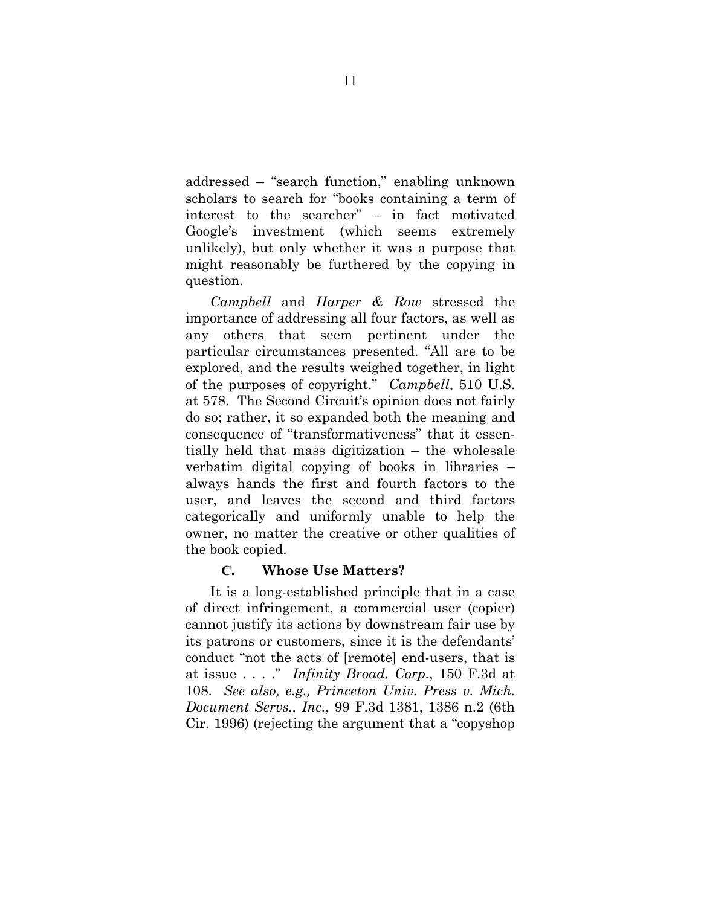addressed – "search function," enabling unknown scholars to search for "books containing a term of interest to the searcher" – in fact motivated Google's investment (which seems extremely unlikely), but only whether it was a purpose that might reasonably be furthered by the copying in question.

*Campbell* and *Harper & Row* stressed the importance of addressing all four factors, as well as any others that seem pertinent under the particular circumstances presented. "All are to be explored, and the results weighed together, in light of the purposes of copyright." *Campbell*, 510 U.S. at 578. The Second Circuit's opinion does not fairly do so; rather, it so expanded both the meaning and consequence of "transformativeness" that it essentially held that mass digitization – the wholesale verbatim digital copying of books in libraries – always hands the first and fourth factors to the user, and leaves the second and third factors categorically and uniformly unable to help the owner, no matter the creative or other qualities of the book copied.

### C. Whose Use Matters?

It is a long-established principle that in a case of direct infringement, a commercial user (copier) cannot justify its actions by downstream fair use by its patrons or customers, since it is the defendants' conduct "not the acts of [remote] end-users, that is at issue . . . ." *Infinity Broad. Corp.*, 150 F.3d at 108. *See also, e.g., Princeton Univ. Press v. Mich. Document Servs., Inc.*, 99 F.3d 1381, 1386 n.2 (6th Cir. 1996) (rejecting the argument that a "copyshop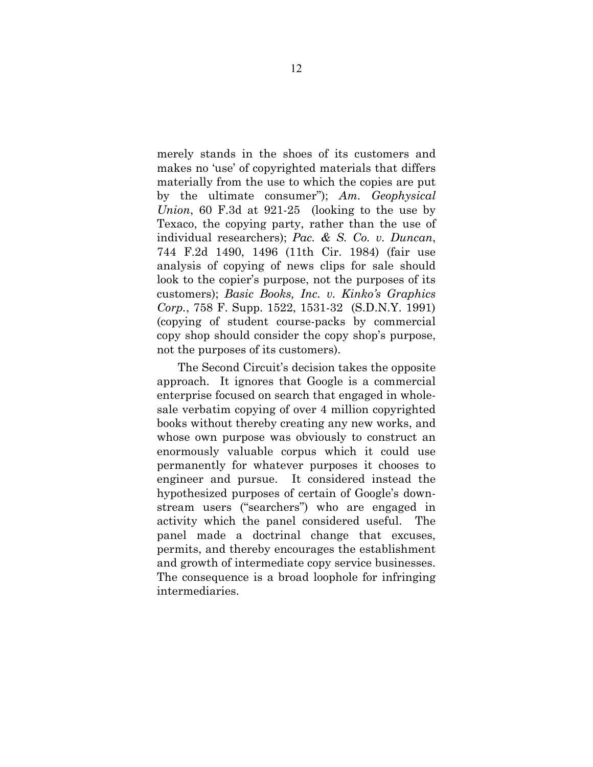merely stands in the shoes of its customers and makes no 'use' of copyrighted materials that differs materially from the use to which the copies are put by the ultimate consumer"); *Am. Geophysical Union*, 60 F.3d at 921-25 (looking to the use by Texaco, the copying party, rather than the use of individual researchers); *Pac. & S. Co. v. Duncan*, 744 F.2d 1490, 1496 (11th Cir. 1984) (fair use analysis of copying of news clips for sale should look to the copier's purpose, not the purposes of its customers); *Basic Books, Inc. v. Kinko's Graphics Corp.*, 758 F. Supp. 1522, 1531-32 (S.D.N.Y. 1991) (copying of student course-packs by commercial copy shop should consider the copy shop's purpose, not the purposes of its customers).

The Second Circuit's decision takes the opposite approach. It ignores that Google is a commercial enterprise focused on search that engaged in wholesale verbatim copying of over 4 million copyrighted books without thereby creating any new works, and whose own purpose was obviously to construct an enormously valuable corpus which it could use permanently for whatever purposes it chooses to engineer and pursue. It considered instead the hypothesized purposes of certain of Google's downstream users ("searchers") who are engaged in activity which the panel considered useful. The panel made a doctrinal change that excuses, permits, and thereby encourages the establishment and growth of intermediate copy service businesses. The consequence is a broad loophole for infringing intermediaries.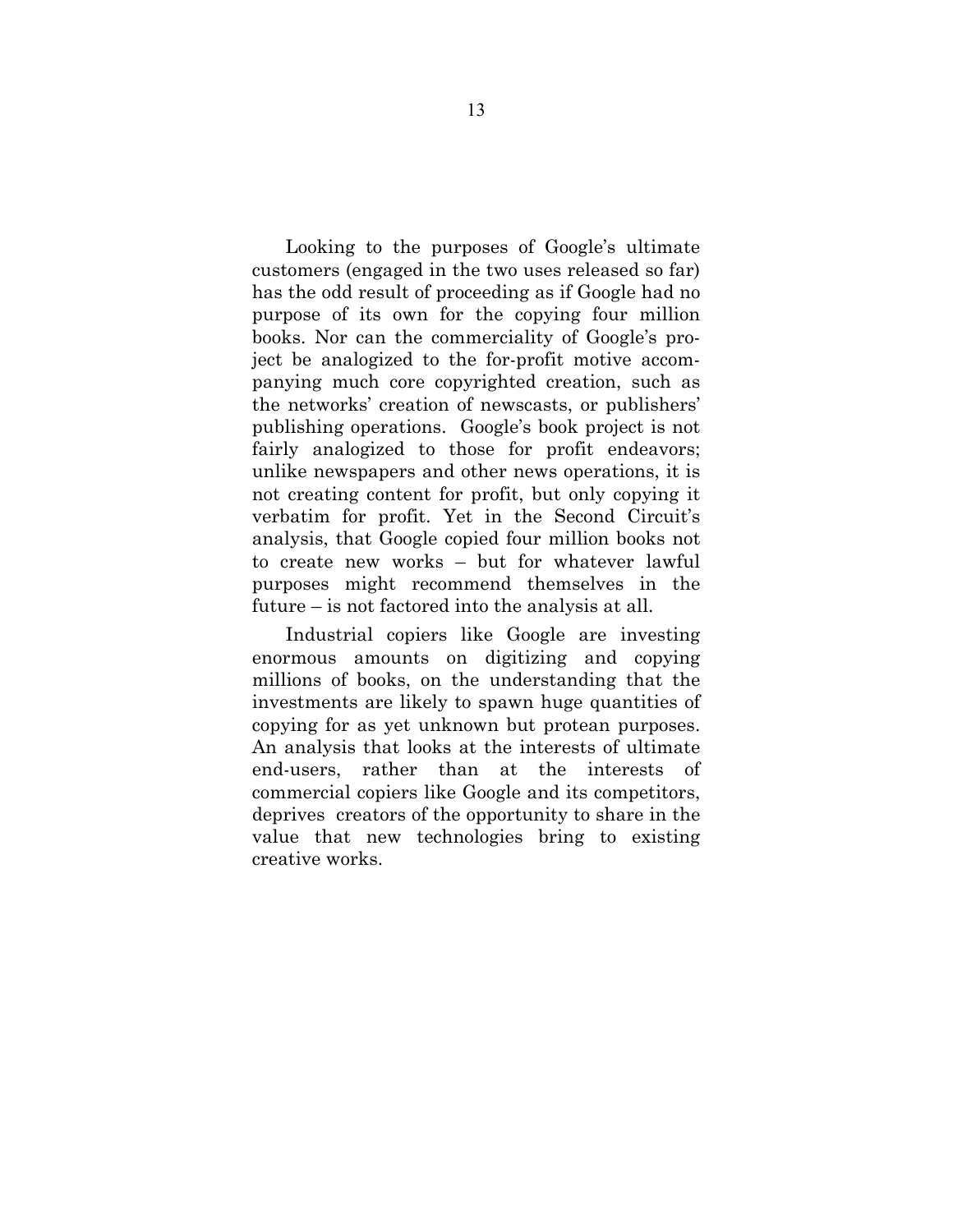Looking to the purposes of Google's ultimate customers (engaged in the two uses released so far) has the odd result of proceeding as if Google had no purpose of its own for the copying four million books. Nor can the commerciality of Google's project be analogized to the for-profit motive accompanying much core copyrighted creation, such as the networks' creation of newscasts, or publishers' publishing operations. Google's book project is not fairly analogized to those for profit endeavors; unlike newspapers and other news operations, it is not creating content for profit, but only copying it verbatim for profit. Yet in the Second Circuit's analysis, that Google copied four million books not to create new works – but for whatever lawful purposes might recommend themselves in the future – is not factored into the analysis at all.

Industrial copiers like Google are investing enormous amounts on digitizing and copying millions of books, on the understanding that the investments are likely to spawn huge quantities of copying for as yet unknown but protean purposes. An analysis that looks at the interests of ultimate end-users, rather than at the interests of commercial copiers like Google and its competitors, deprives creators of the opportunity to share in the value that new technologies bring to existing creative works.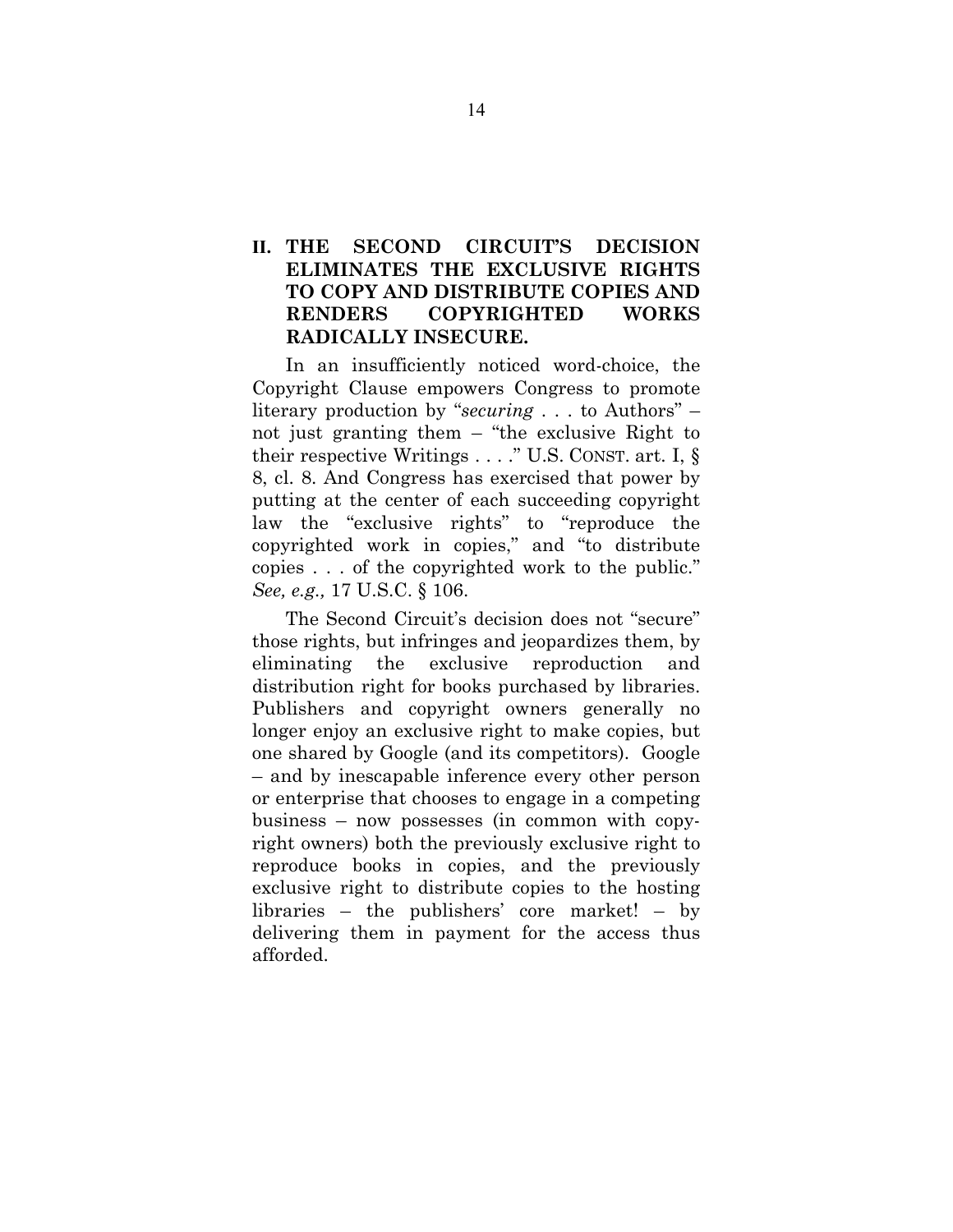## II. THE SECOND CIRCUIT'S DECISION ELIMINATES THE EXCLUSIVE RIGHTS TO COPY AND DISTRIBUTE COPIES AND RENDERS COPYRIGHTED WORKS RADICALLY INSECURE.

In an insufficiently noticed word-choice, the Copyright Clause empowers Congress to promote literary production by "*securing* . . . to Authors" – not just granting them – "the exclusive Right to their respective Writings . . . ." U.S. CONST. art. I, § 8, cl. 8. And Congress has exercised that power by putting at the center of each succeeding copyright law the "exclusive rights" to "reproduce the copyrighted work in copies," and "to distribute copies . . . of the copyrighted work to the public." *See, e.g.,* 17 U.S.C. § 106.

The Second Circuit's decision does not "secure" those rights, but infringes and jeopardizes them, by eliminating the exclusive reproduction and distribution right for books purchased by libraries. Publishers and copyright owners generally no longer enjoy an exclusive right to make copies, but one shared by Google (and its competitors). Google – and by inescapable inference every other person or enterprise that chooses to engage in a competing business – now possesses (in common with copyright owners) both the previously exclusive right to reproduce books in copies, and the previously exclusive right to distribute copies to the hosting libraries – the publishers' core market! – by delivering them in payment for the access thus afforded.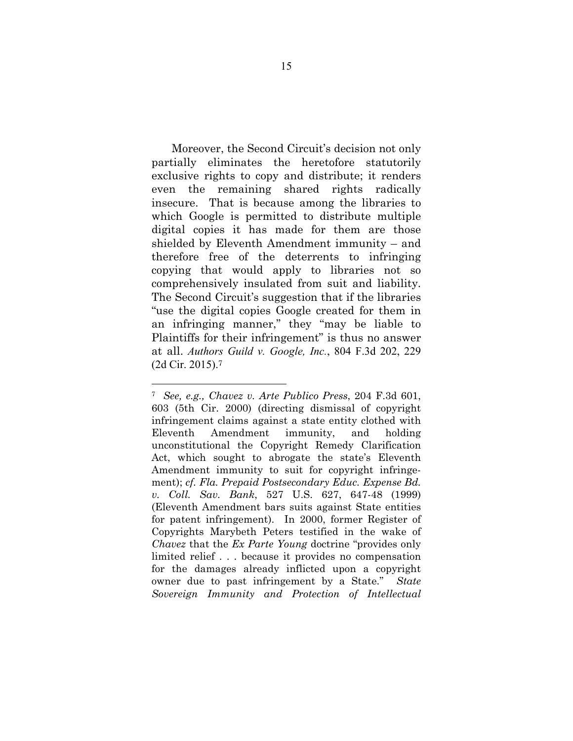Moreover, the Second Circuit's decision not only partially eliminates the heretofore statutorily exclusive rights to copy and distribute; it renders even the remaining shared rights radically insecure. That is because among the libraries to which Google is permitted to distribute multiple digital copies it has made for them are those shielded by Eleventh Amendment immunity – and therefore free of the deterrents to infringing copying that would apply to libraries not so comprehensively insulated from suit and liability. The Second Circuit's suggestion that if the libraries "use the digital copies Google created for them in an infringing manner," they "may be liable to Plaintiffs for their infringement" is thus no answer at all. *Authors Guild v. Google, Inc.*, 804 F.3d 202, 229 (2d Cir. 2015).[7]

---

[7] *See, e.g., Chavez v. Arte Publico Press*, 204 F.3d 601, 603 (5th Cir. 2000) (directing dismissal of copyright infringement claims against a state entity clothed with Eleventh Amendment immunity, and holding unconstitutional the Copyright Remedy Clarification Act, which sought to abrogate the state's Eleventh Amendment immunity to suit for copyright infringement); *cf. Fla. Prepaid Postsecondary Educ. Expense Bd. v. Coll. Sav. Bank*, 527 U.S. 627, 647-48 (1999) (Eleventh Amendment bars suits against State entities for patent infringement). In 2000, former Register of Copyrights Marybeth Peters testified in the wake of *Chavez* that the *Ex Parte Young* doctrine "provides only limited relief . . . because it provides no compensation for the damages already inflicted upon a copyright owner due to past infringement by a State." *State Sovereign Immunity and Protection of Intellectual*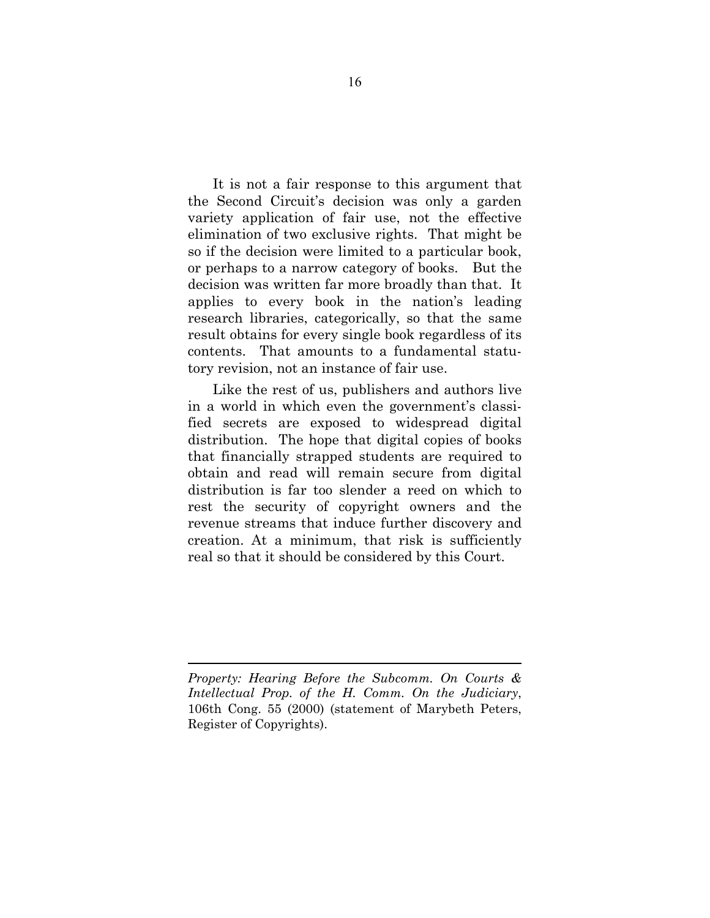It is not a fair response to this argument that the Second Circuit's decision was only a garden variety application of fair use, not the effective elimination of two exclusive rights. That might be so if the decision were limited to a particular book, or perhaps to a narrow category of books. But the decision was written far more broadly than that. It applies to every book in the nation's leading research libraries, categorically, so that the same result obtains for every single book regardless of its contents. That amounts to a fundamental statutory revision, not an instance of fair use.

Like the rest of us, publishers and authors live in a world in which even the government's classified secrets are exposed to widespread digital distribution. The hope that digital copies of books that financially strapped students are required to obtain and read will remain secure from digital distribution is far too slender a reed on which to rest the security of copyright owners and the revenue streams that induce further discovery and creation. At a minimum, that risk is sufficiently real so that it should be considered by this Court.

---

*Property: Hearing Before the Subcomm. On Courts & Intellectual Prop. of the H. Comm. On the Judiciary*, 106th Cong. 55 (2000) (statement of Marybeth Peters, Register of Copyrights).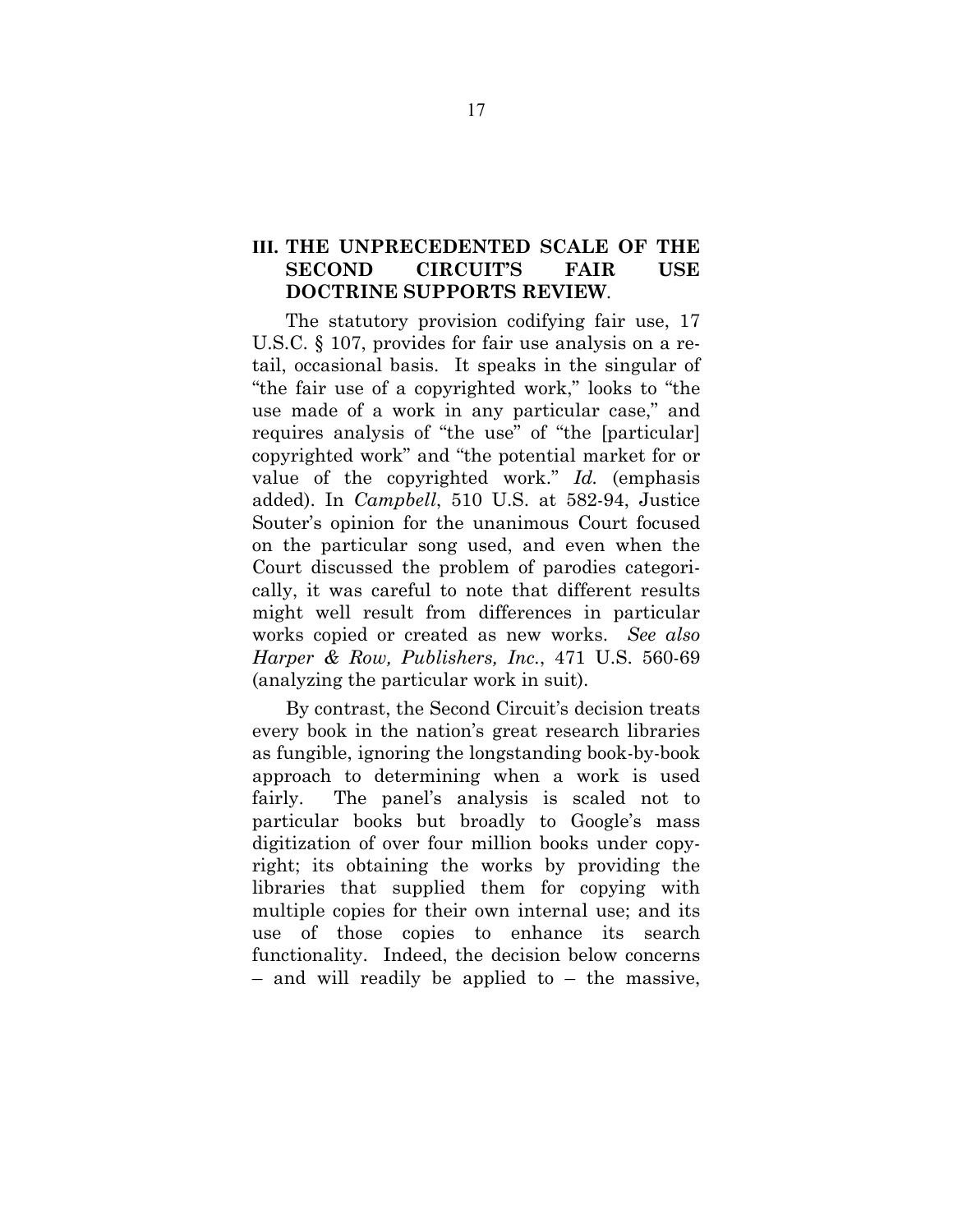## III. THE UNPRECEDENTED SCALE OF THE SECOND CIRCUIT'S FAIR USE DOCTRINE SUPPORTS REVIEW.

The statutory provision codifying fair use, 17 U.S.C. § 107, provides for fair use analysis on a retail, occasional basis. It speaks in the singular of "the fair use of a copyrighted work," looks to "the use made of a work in any particular case," and requires analysis of "the use" of "the [particular] copyrighted work" and "the potential market for or value of the copyrighted work." *Id.* (emphasis added). In *Campbell*, 510 U.S. at 582-94, Justice Souter's opinion for the unanimous Court focused on the particular song used, and even when the Court discussed the problem of parodies categorically, it was careful to note that different results might well result from differences in particular works copied or created as new works. *See also Harper & Row, Publishers, Inc.*, 471 U.S. 560-69 (analyzing the particular work in suit).

By contrast, the Second Circuit's decision treats every book in the nation's great research libraries as fungible, ignoring the longstanding book-by-book approach to determining when a work is used fairly. The panel's analysis is scaled not to particular books but broadly to Google's mass digitization of over four million books under copyright; its obtaining the works by providing the libraries that supplied them for copying with multiple copies for their own internal use; and its use of those copies to enhance its search functionality. Indeed, the decision below concerns – and will readily be applied to – the massive,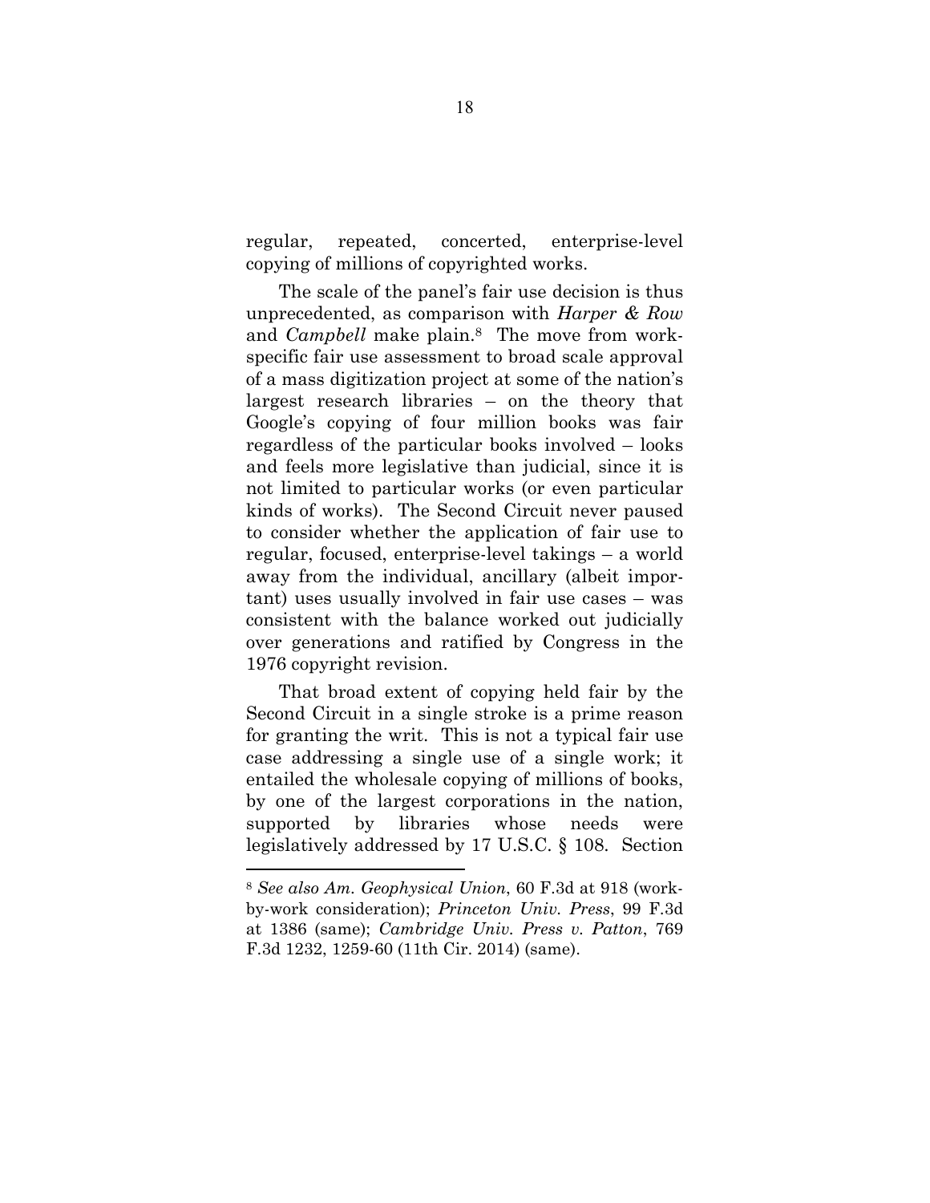regular, repeated, concerted, enterprise-level copying of millions of copyrighted works.

The scale of the panel's fair use decision is thus unprecedented, as comparison with *Harper & Row* and *Campbell* make plain.[8] The move from work-specific fair use assessment to broad scale approval of a mass digitization project at some of the nation's largest research libraries – on the theory that Google's copying of four million books was fair regardless of the particular books involved – looks and feels more legislative than judicial, since it is not limited to particular works (or even particular kinds of works). The Second Circuit never paused to consider whether the application of fair use to regular, focused, enterprise-level takings – a world away from the individual, ancillary (albeit important) uses usually involved in fair use cases – was consistent with the balance worked out judicially over generations and ratified by Congress in the 1976 copyright revision.

That broad extent of copying held fair by the Second Circuit in a single stroke is a prime reason for granting the writ. This is not a typical fair use case addressing a single use of a single work; it entailed the wholesale copying of millions of books, by one of the largest corporations in the nation, supported by libraries whose needs were legislatively addressed by 17 U.S.C. § 108. Section

---

[8] *See also Am. Geophysical Union*, 60 F.3d at 918 (work-by-work consideration); *Princeton Univ. Press*, 99 F.3d at 1386 (same); *Cambridge Univ. Press v. Patton*, 769 F.3d 1232, 1259-60 (11th Cir. 2014) (same).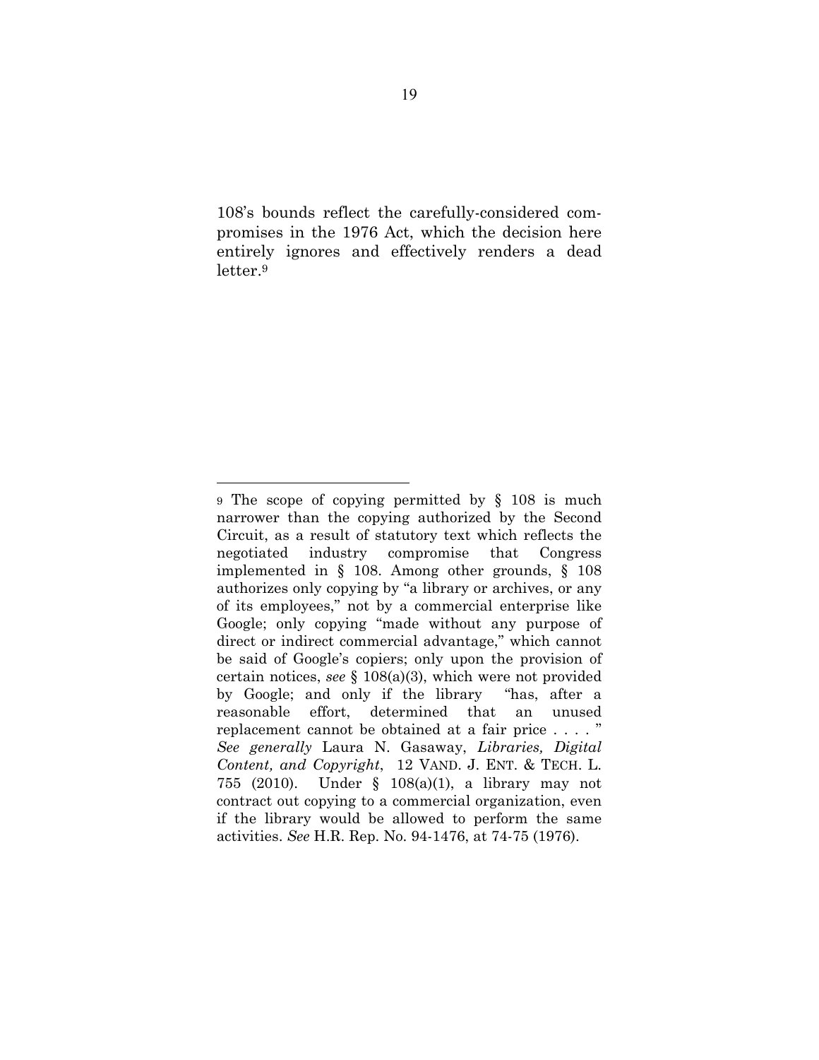108's bounds reflect the carefully-considered compromises in the 1976 Act, which the decision here entirely ignores and effectively renders a dead letter.[9]

---

[9] The scope of copying permitted by § 108 is much narrower than the copying authorized by the Second Circuit, as a result of statutory text which reflects the negotiated industry compromise that Congress implemented in § 108. Among other grounds, § 108 authorizes only copying by "a library or archives, or any of its employees," not by a commercial enterprise like Google; only copying "made without any purpose of direct or indirect commercial advantage," which cannot be said of Google's copiers; only upon the provision of certain notices, *see* § 108(a)(3), which were not provided by Google; and only if the library "has, after a reasonable effort, determined that an unused replacement cannot be obtained at a fair price . . . . " *See generally* Laura N. Gasaway, *Libraries, Digital Content, and Copyright*, 12 VAND. J. ENT. & TECH. L. 755 (2010). Under § 108(a)(1), a library may not contract out copying to a commercial organization, even if the library would be allowed to perform the same activities. *See* H.R. Rep. No. 94-1476, at 74-75 (1976).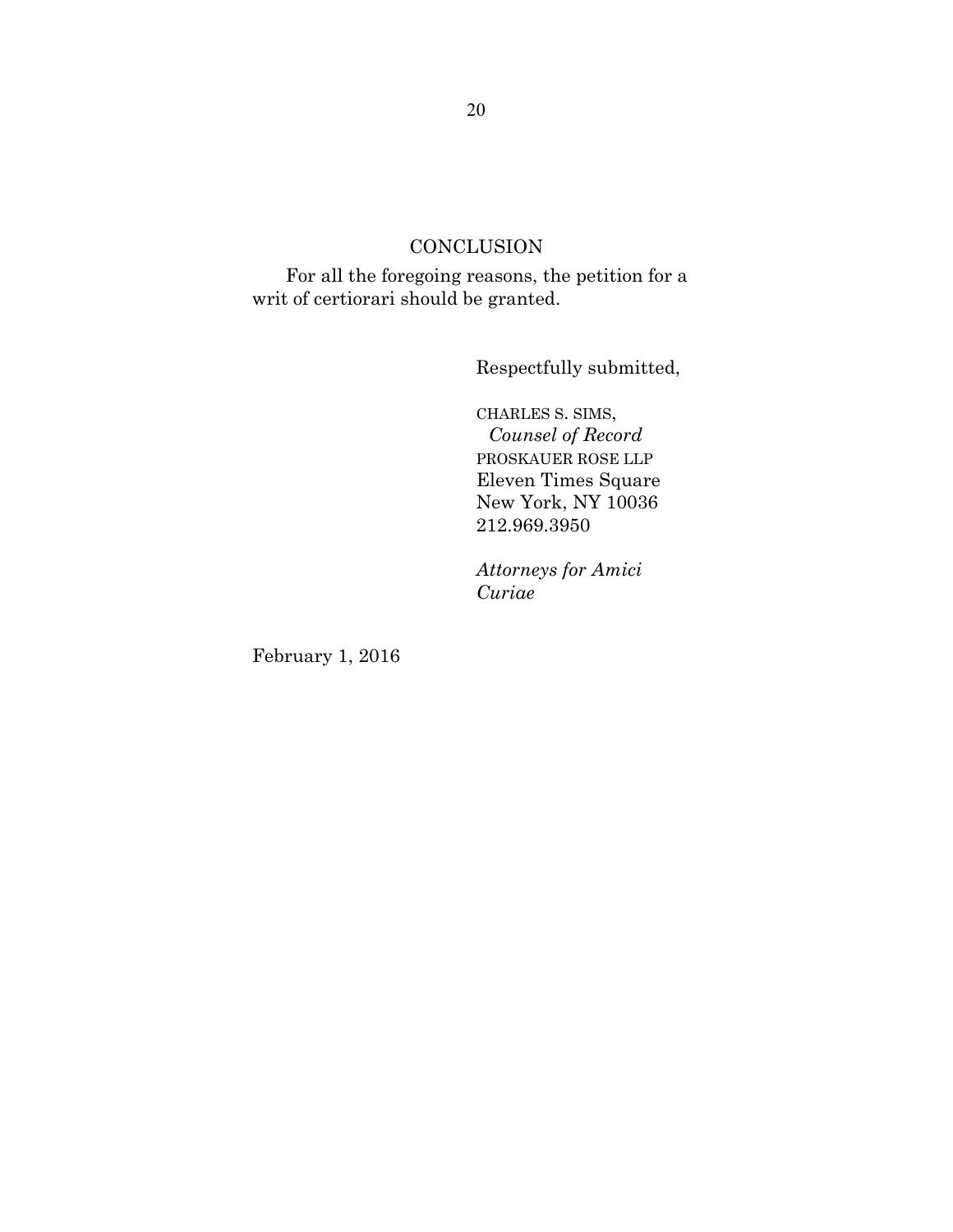## CONCLUSION

For all the foregoing reasons, the petition for a writ of certiorari should be granted.

Respectfully submitted,

CHARLES S. SIMS,
*Counsel of Record*
PROSKAUER ROSE LLP
Eleven Times Square
New York, NY 10036
212.969.3950

*Attorneys for Amici Curiae*

February 1, 2016